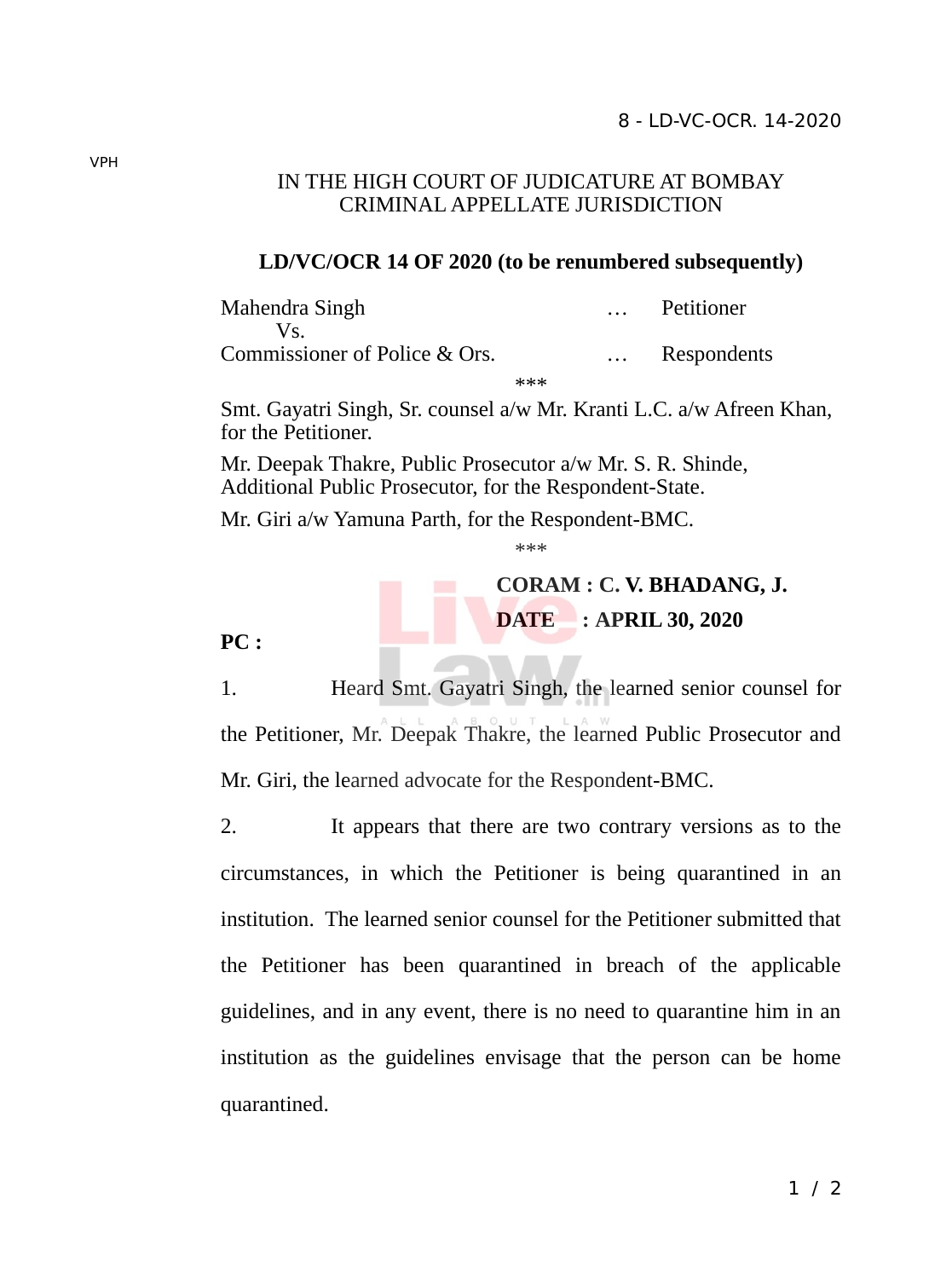8 - LD-VC-OCR. 14-2020

VPH

IN THE HIGH COURT OF JUDICATURE AT BOMBAY
CRIMINAL APPELLATE JURISDICTION

**LD/VC/OCR 14 OF 2020 (to be renumbered subsequently)**

Mahendra Singh … Petitioner
Vs.
Commissioner of Police & Ors. … Respondents

***

Smt. Gayatri Singh, Sr. counsel a/w Mr. Kranti L.C. a/w Afreen Khan, for the Petitioner.

Mr. Deepak Thakre, Public Prosecutor a/w Mr. S. R. Shinde, Additional Public Prosecutor, for the Respondent-State.

Mr. Giri a/w Yamuna Parth, for the Respondent-BMC.

***

**CORAM : C. V. BHADANG, J.**

**DATE : APRIL 30, 2020**

**PC :**

1. Heard Smt. Gayatri Singh, the learned senior counsel for the Petitioner, Mr. Deepak Thakre, the learned Public Prosecutor and Mr. Giri, the learned advocate for the Respondent-BMC.

2. It appears that there are two contrary versions as to the circumstances, in which the Petitioner is being quarantined in an institution. The learned senior counsel for the Petitioner submitted that the Petitioner has been quarantined in breach of the applicable guidelines, and in any event, there is no need to quarantine him in an institution as the guidelines envisage that the person can be home quarantined.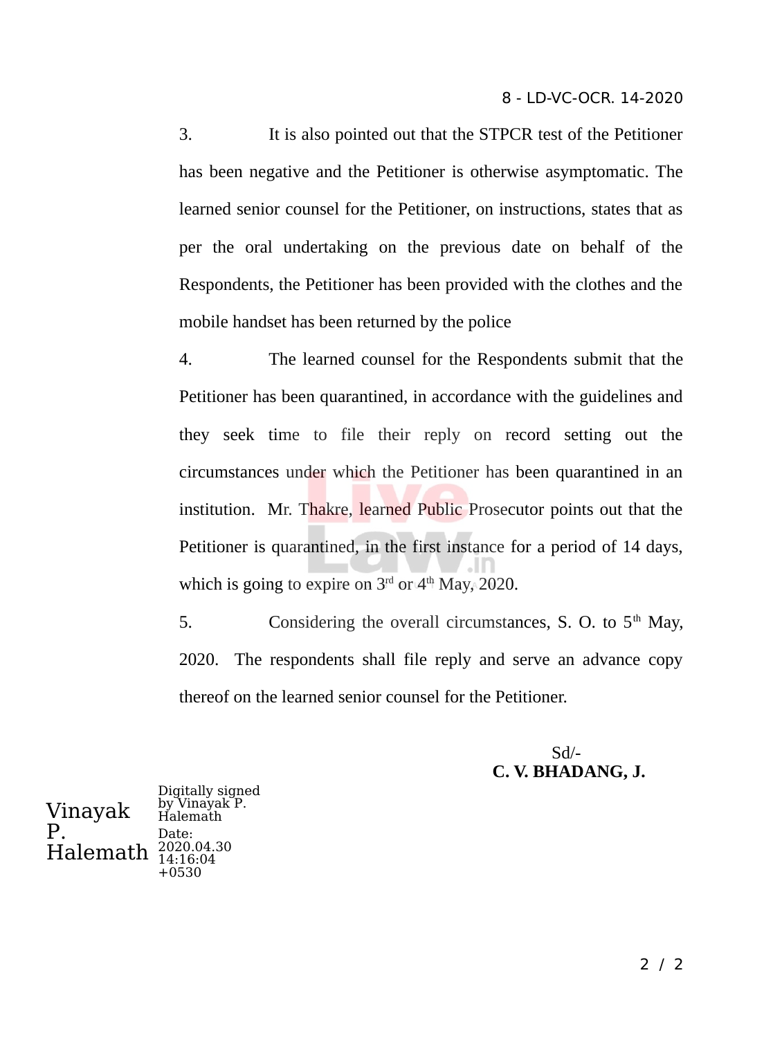3. It is also pointed out that the STPCR test of the Petitioner has been negative and the Petitioner is otherwise asymptomatic. The learned senior counsel for the Petitioner, on instructions, states that as per the oral undertaking on the previous date on behalf of the Respondents, the Petitioner has been provided with the clothes and the mobile handset has been returned by the police

4. The learned counsel for the Respondents submit that the Petitioner has been quarantined, in accordance with the guidelines and they seek time to file their reply on record setting out the circumstances under which the Petitioner has been quarantined in an institution. Mr. Thakre, learned Public Prosecutor points out that the Petitioner is quarantined, in the first instance for a period of 14 days, which is going to expire on 3rd or 4th May, 2020.

5. Considering the overall circumstances, S. O. to 5th May, 2020. The respondents shall file reply and serve an advance copy thereof on the learned senior counsel for the Petitioner.

Sd/-
**C. V. BHADANG, J.**

Vinayak P. Halemath
Digitally signed by Vinayak P. Halemath
Date: 2020.04.30 14:16:04 +0530